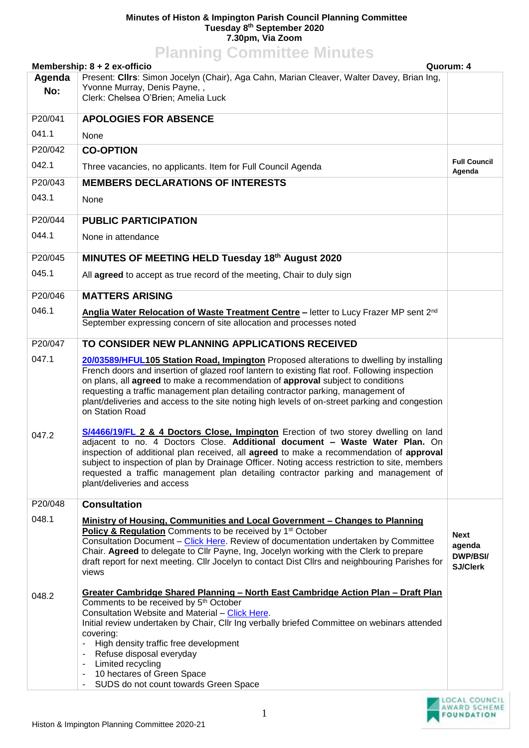**Minutes of Histon & Impington Parish Council Planning Committee**
**Tuesday 8th September 2020**
**7.30pm, Via Zoom**

# Planning Committee Minutes

**Membership: 8 + 2 ex-officio** **Quorum: 4**

| Agenda No: | Present: **Cllrs**: Simon Jocelyn (Chair), Aga Cahn, Marian Cleaver, Walter Davey, Brian Ing, Yvonne Murray, Denis Payne, , Clerk: Chelsea O'Brien; Amelia Luck | |
|---|---|---|
| P20/041 | **APOLOGIES FOR ABSENCE** | |
| 041.1 | None | |
| P20/042 | **CO-OPTION** | |
| 042.1 | Three vacancies, no applicants. Item for Full Council Agenda | **Full Council Agenda** |
| P20/043 | **MEMBERS DECLARATIONS OF INTERESTS** | |
| 043.1 | None | |
| P20/044 | **PUBLIC PARTICIPATION** | |
| 044.1 | None in attendance | |
| P20/045 | **MINUTES OF MEETING HELD Tuesday 18th August 2020** | |
| 045.1 | All **agreed** to accept as true record of the meeting, Chair to duly sign | |
| P20/046 | **MATTERS ARISING** | |
| 046.1 | **Anglia Water Relocation of Waste Treatment Centre –** letter to Lucy Frazer MP sent 2nd September expressing concern of site allocation and processes noted | |
| P20/047 | **TO CONSIDER NEW PLANNING APPLICATIONS RECEIVED** | |
| 047.1 | **20/03589/HFUL 105 Station Road, Impington** Proposed alterations to dwelling by installing French doors and insertion of glazed roof lantern to existing flat roof. Following inspection on plans, all **agreed** to make a recommendation of **approval** subject to conditions requesting a traffic management plan detailing contractor parking, management of plant/deliveries and access to the site noting high levels of on-street parking and congestion on Station Road | |
| 047.2 | **S/4466/19/FL 2 & 4 Doctors Close, Impington** Erection of two storey dwelling on land adjacent to no. 4 Doctors Close. **Additional document – Waste Water Plan.** On inspection of additional plan received, all **agreed** to make a recommendation of **approval** subject to inspection of plan by Drainage Officer. Noting access restriction to site, members requested a traffic management plan detailing contractor parking and management of plant/deliveries and access | |
| P20/048 | **Consultation** | |
| 048.1 | **Ministry of Housing, Communities and Local Government – Changes to Planning Policy & Regulation** Comments to be received by 1st October<br>Consultation Document – Click Here. Review of documentation undertaken by Committee Chair. **Agreed** to delegate to Cllr Payne, Ing, Jocelyn working with the Clerk to prepare draft report for next meeting. Cllr Jocelyn to contact Dist Cllrs and neighbouring Parishes for views | **Next agenda DWP/BSI/ SJ/Clerk** |
| 048.2 | **Greater Cambridge Shared Planning – North East Cambridge Action Plan – Draft Plan** Comments to be received by 5th October<br>Consultation Website and Material – Click Here.<br>Initial review undertaken by Chair, Cllr Ing verbally briefed Committee on webinars attended covering:<br>- High density traffic free development<br>- Refuse disposal everyday<br>- Limited recycling<br>- 10 hectares of Green Space<br>- SUDS do not count towards Green Space | |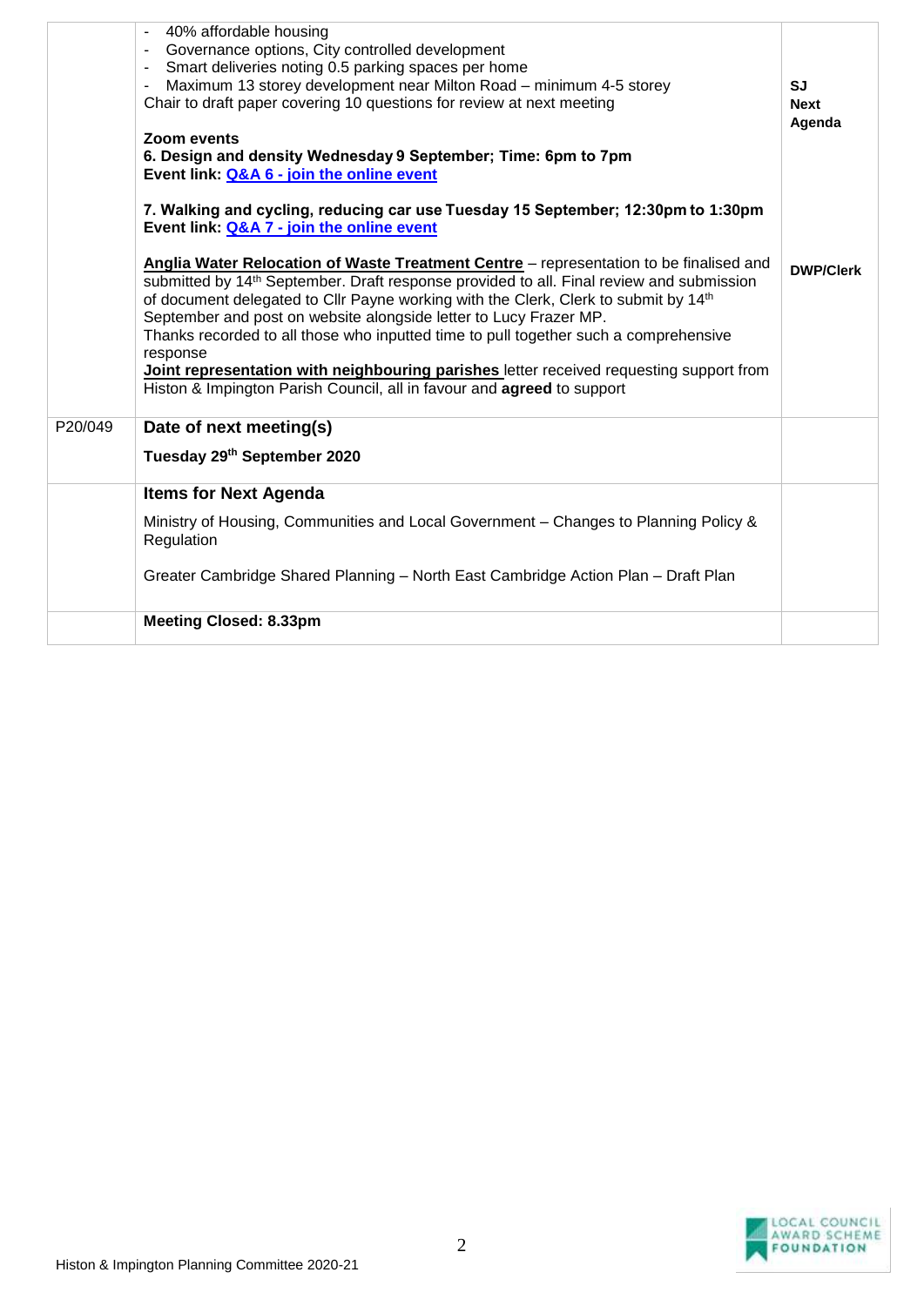| | | |
|---|---|---|
| | - 40% affordable housing<br>- Governance options, City controlled development<br>- Smart deliveries noting 0.5 parking spaces per home<br>- Maximum 13 storey development near Milton Road – minimum 4-5 storey<br>Chair to draft paper covering 10 questions for review at next meeting<br><br>**Zoom events**<br>**6. Design and density Wednesday 9 September; Time: 6pm to 7pm**<br>**Event link: [Q&A 6 - join the online event]**<br><br>**7. Walking and cycling, reducing car use Tuesday 15 September; 12:30pm to 1:30pm**<br>**Event link: [Q&A 7 - join the online event]**<br><br>**Anglia Water Relocation of Waste Treatment Centre** – representation to be finalised and submitted by 14th September. Draft response provided to all. Final review and submission of document delegated to Cllr Payne working with the Clerk, Clerk to submit by 14th September and post on website alongside letter to Lucy Frazer MP.<br>Thanks recorded to all those who inputted time to pull together such a comprehensive response<br>**Joint representation with neighbouring parishes** letter received requesting support from Histon & Impington Parish Council, all in favour and **agreed** to support | **SJ Next Agenda**<br><br><br><br><br><br><br><br><br>**DWP/Clerk** |
| P20/049 | **Date of next meeting(s)**<br><br>**Tuesday 29th September 2020** | |
| | **Items for Next Agenda**<br><br>Ministry of Housing, Communities and Local Government – Changes to Planning Policy & Regulation<br><br>Greater Cambridge Shared Planning – North East Cambridge Action Plan – Draft Plan | |
| | **Meeting Closed: 8.33pm** | |